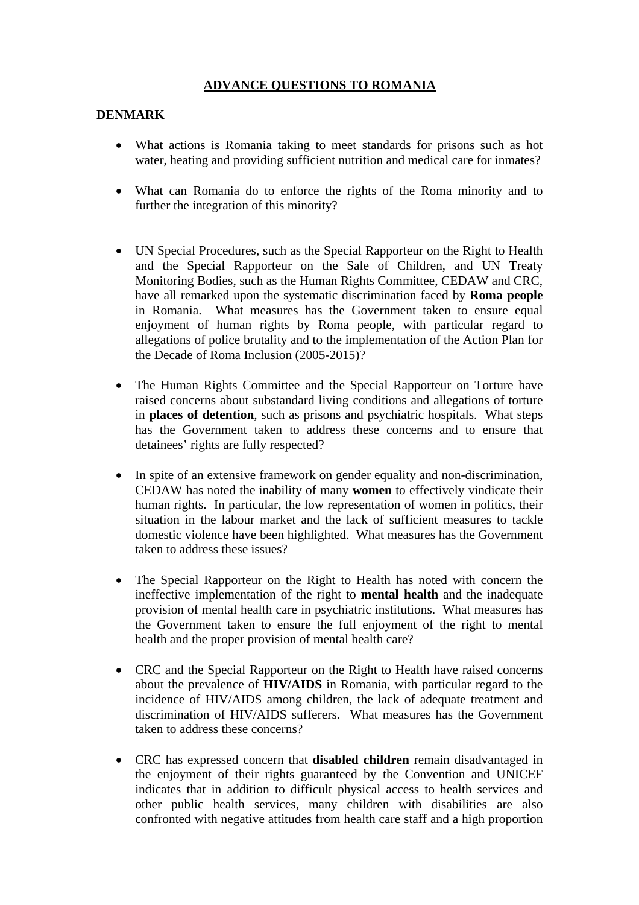# ADVANCE QUESTIONS TO ROMANIA

## DENMARK

- What actions is Romania taking to meet standards for prisons such as hot water, heating and providing sufficient nutrition and medical care for inmates?

- What can Romania do to enforce the rights of the Roma minority and to further the integration of this minority?

- UN Special Procedures, such as the Special Rapporteur on the Right to Health and the Special Rapporteur on the Sale of Children, and UN Treaty Monitoring Bodies, such as the Human Rights Committee, CEDAW and CRC, have all remarked upon the systematic discrimination faced by **Roma people** in Romania. What measures has the Government taken to ensure equal enjoyment of human rights by Roma people, with particular regard to allegations of police brutality and to the implementation of the Action Plan for the Decade of Roma Inclusion (2005-2015)?

- The Human Rights Committee and the Special Rapporteur on Torture have raised concerns about substandard living conditions and allegations of torture in **places of detention**, such as prisons and psychiatric hospitals. What steps has the Government taken to address these concerns and to ensure that detainees' rights are fully respected?

- In spite of an extensive framework on gender equality and non-discrimination, CEDAW has noted the inability of many **women** to effectively vindicate their human rights. In particular, the low representation of women in politics, their situation in the labour market and the lack of sufficient measures to tackle domestic violence have been highlighted. What measures has the Government taken to address these issues?

- The Special Rapporteur on the Right to Health has noted with concern the ineffective implementation of the right to **mental health** and the inadequate provision of mental health care in psychiatric institutions. What measures has the Government taken to ensure the full enjoyment of the right to mental health and the proper provision of mental health care?

- CRC and the Special Rapporteur on the Right to Health have raised concerns about the prevalence of **HIV/AIDS** in Romania, with particular regard to the incidence of HIV/AIDS among children, the lack of adequate treatment and discrimination of HIV/AIDS sufferers. What measures has the Government taken to address these concerns?

- CRC has expressed concern that **disabled children** remain disadvantaged in the enjoyment of their rights guaranteed by the Convention and UNICEF indicates that in addition to difficult physical access to health services and other public health services, many children with disabilities are also confronted with negative attitudes from health care staff and a high proportion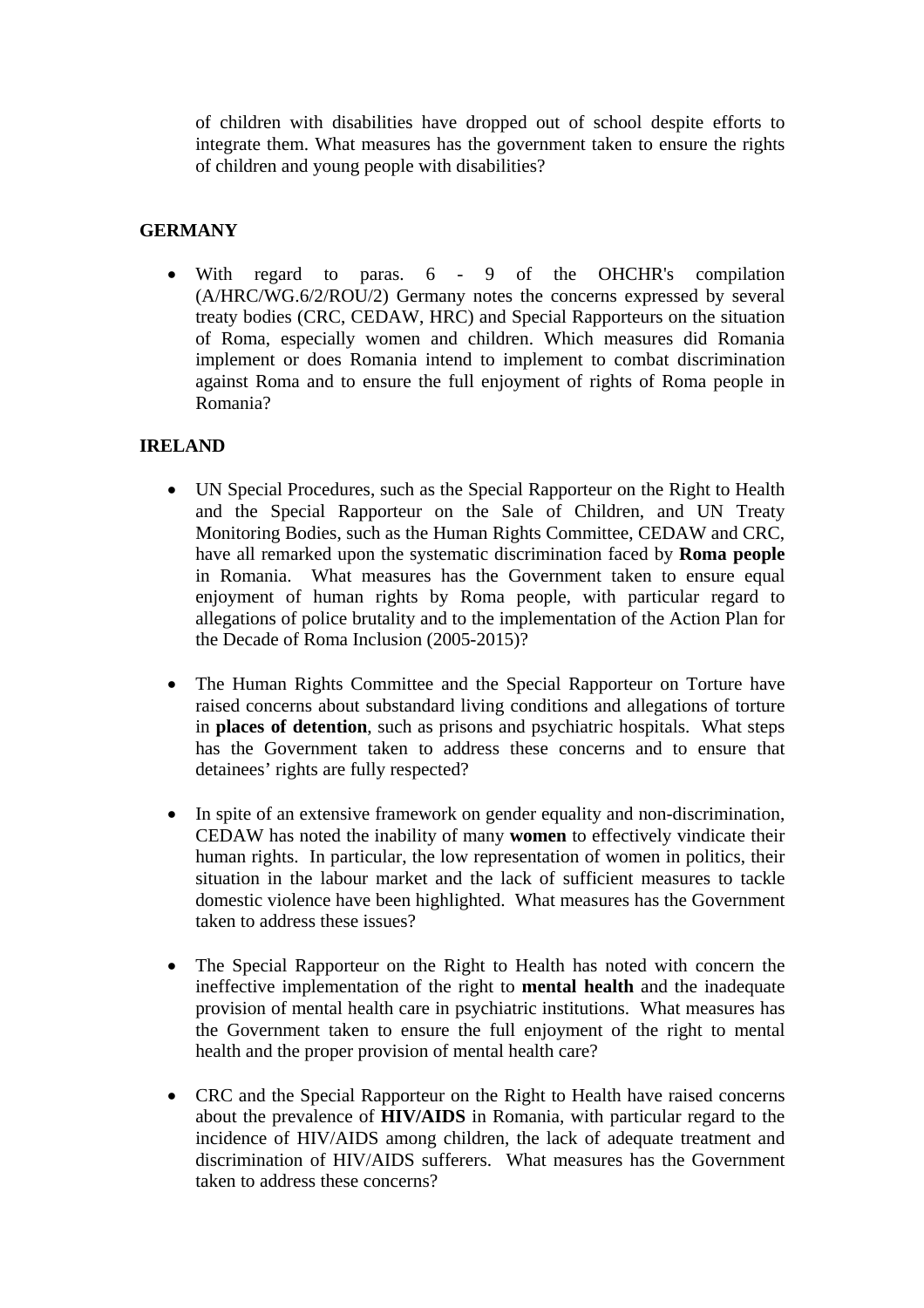of children with disabilities have dropped out of school despite efforts to integrate them. What measures has the government taken to ensure the rights of children and young people with disabilities?

**GERMANY**

- With regard to paras. 6 - 9 of the OHCHR's compilation (A/HRC/WG.6/2/ROU/2) Germany notes the concerns expressed by several treaty bodies (CRC, CEDAW, HRC) and Special Rapporteurs on the situation of Roma, especially women and children. Which measures did Romania implement or does Romania intend to implement to combat discrimination against Roma and to ensure the full enjoyment of rights of Roma people in Romania?

**IRELAND**

- UN Special Procedures, such as the Special Rapporteur on the Right to Health and the Special Rapporteur on the Sale of Children, and UN Treaty Monitoring Bodies, such as the Human Rights Committee, CEDAW and CRC, have all remarked upon the systematic discrimination faced by **Roma people** in Romania. What measures has the Government taken to ensure equal enjoyment of human rights by Roma people, with particular regard to allegations of police brutality and to the implementation of the Action Plan for the Decade of Roma Inclusion (2005-2015)?

- The Human Rights Committee and the Special Rapporteur on Torture have raised concerns about substandard living conditions and allegations of torture in **places of detention**, such as prisons and psychiatric hospitals. What steps has the Government taken to address these concerns and to ensure that detainees' rights are fully respected?

- In spite of an extensive framework on gender equality and non-discrimination, CEDAW has noted the inability of many **women** to effectively vindicate their human rights. In particular, the low representation of women in politics, their situation in the labour market and the lack of sufficient measures to tackle domestic violence have been highlighted. What measures has the Government taken to address these issues?

- The Special Rapporteur on the Right to Health has noted with concern the ineffective implementation of the right to **mental health** and the inadequate provision of mental health care in psychiatric institutions. What measures has the Government taken to ensure the full enjoyment of the right to mental health and the proper provision of mental health care?

- CRC and the Special Rapporteur on the Right to Health have raised concerns about the prevalence of **HIV/AIDS** in Romania, with particular regard to the incidence of HIV/AIDS among children, the lack of adequate treatment and discrimination of HIV/AIDS sufferers. What measures has the Government taken to address these concerns?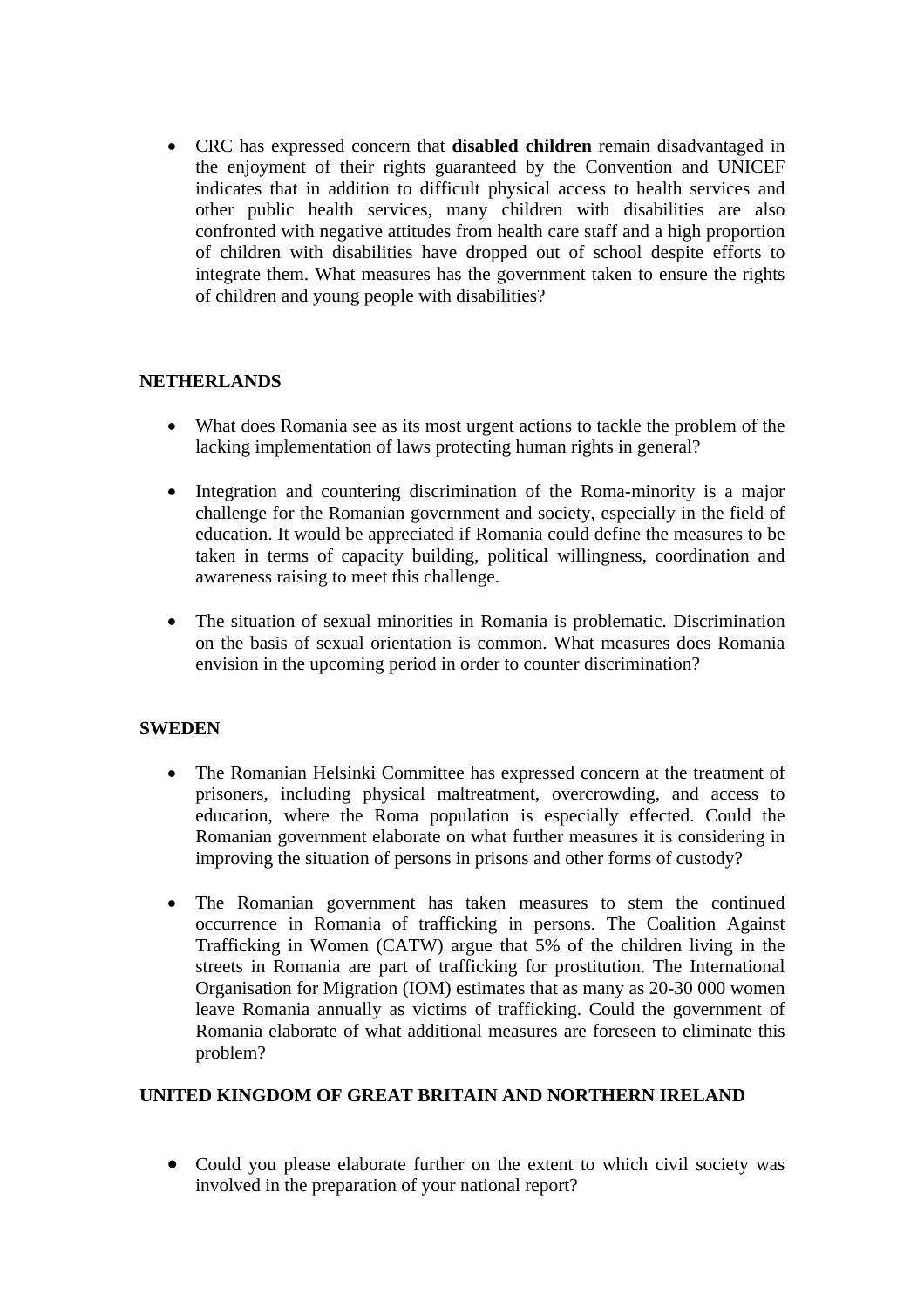- CRC has expressed concern that **disabled children** remain disadvantaged in the enjoyment of their rights guaranteed by the Convention and UNICEF indicates that in addition to difficult physical access to health services and other public health services, many children with disabilities are also confronted with negative attitudes from health care staff and a high proportion of children with disabilities have dropped out of school despite efforts to integrate them. What measures has the government taken to ensure the rights of children and young people with disabilities?

**NETHERLANDS**

- What does Romania see as its most urgent actions to tackle the problem of the lacking implementation of laws protecting human rights in general?

- Integration and countering discrimination of the Roma-minority is a major challenge for the Romanian government and society, especially in the field of education. It would be appreciated if Romania could define the measures to be taken in terms of capacity building, political willingness, coordination and awareness raising to meet this challenge.

- The situation of sexual minorities in Romania is problematic. Discrimination on the basis of sexual orientation is common. What measures does Romania envision in the upcoming period in order to counter discrimination?

**SWEDEN**

- The Romanian Helsinki Committee has expressed concern at the treatment of prisoners, including physical maltreatment, overcrowding, and access to education, where the Roma population is especially effected. Could the Romanian government elaborate on what further measures it is considering in improving the situation of persons in prisons and other forms of custody?

- The Romanian government has taken measures to stem the continued occurrence in Romania of trafficking in persons. The Coalition Against Trafficking in Women (CATW) argue that 5% of the children living in the streets in Romania are part of trafficking for prostitution. The International Organisation for Migration (IOM) estimates that as many as 20-30 000 women leave Romania annually as victims of trafficking. Could the government of Romania elaborate of what additional measures are foreseen to eliminate this problem?

**UNITED KINGDOM OF GREAT BRITAIN AND NORTHERN IRELAND**

- Could you please elaborate further on the extent to which civil society was involved in the preparation of your national report?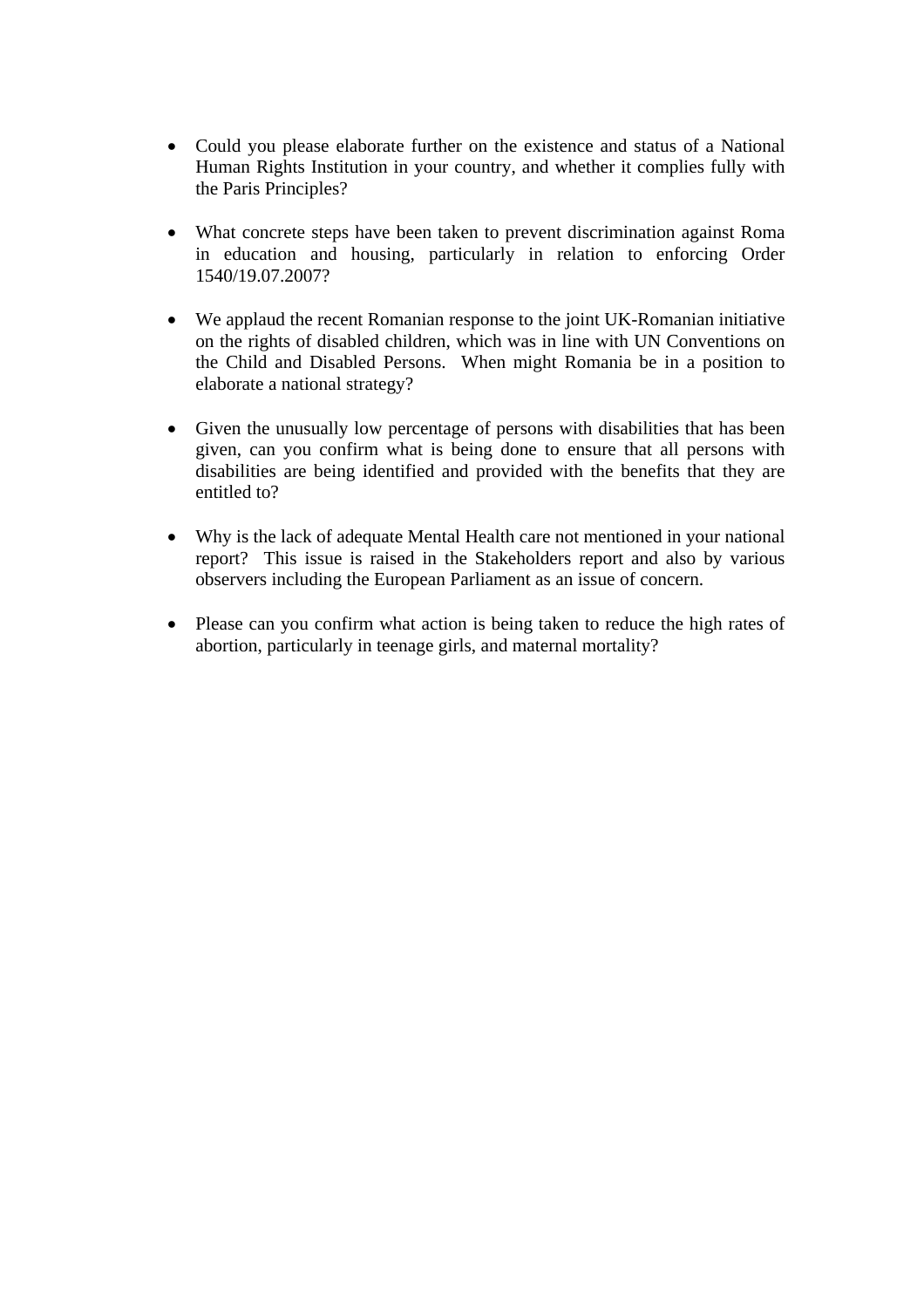- Could you please elaborate further on the existence and status of a National Human Rights Institution in your country, and whether it complies fully with the Paris Principles?

- What concrete steps have been taken to prevent discrimination against Roma in education and housing, particularly in relation to enforcing Order 1540/19.07.2007?

- We applaud the recent Romanian response to the joint UK-Romanian initiative on the rights of disabled children, which was in line with UN Conventions on the Child and Disabled Persons. When might Romania be in a position to elaborate a national strategy?

- Given the unusually low percentage of persons with disabilities that has been given, can you confirm what is being done to ensure that all persons with disabilities are being identified and provided with the benefits that they are entitled to?

- Why is the lack of adequate Mental Health care not mentioned in your national report? This issue is raised in the Stakeholders report and also by various observers including the European Parliament as an issue of concern.

- Please can you confirm what action is being taken to reduce the high rates of abortion, particularly in teenage girls, and maternal mortality?